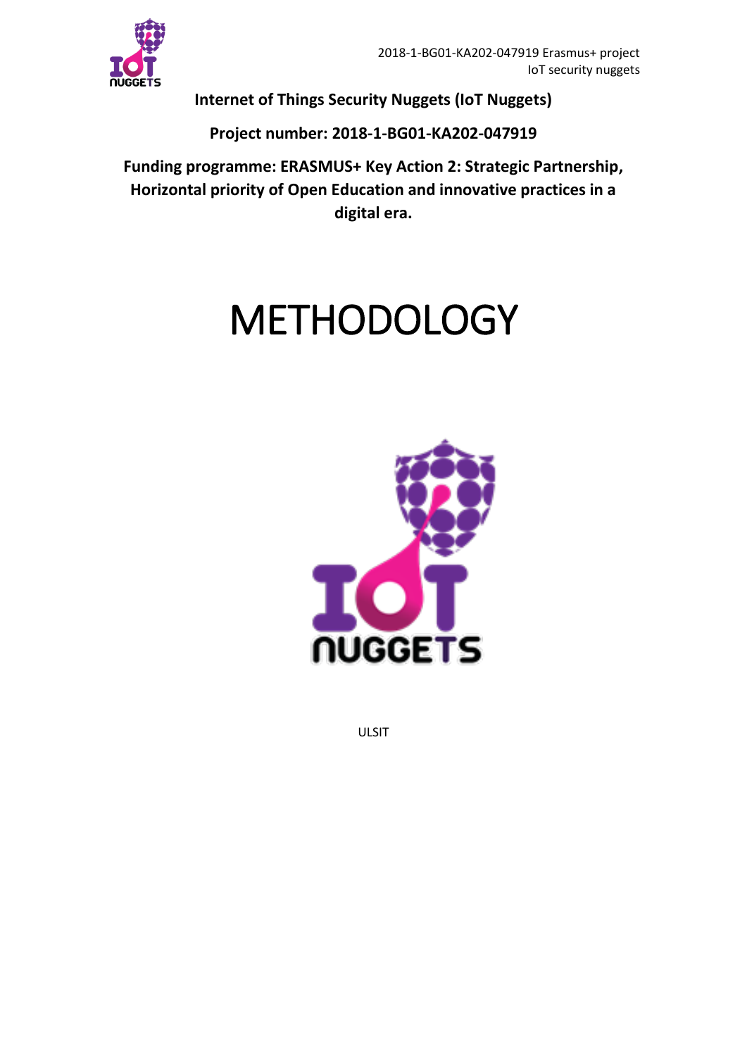**Internet of Things Security Nuggets (IoT Nuggets)**

**Project number: 2018-1-BG01-KA202-047919**

**Funding programme: ERASMUS+ Key Action 2: Strategic Partnership, Horizontal priority of Open Education and innovative practices in a digital era.**

# METHODOLOGY

ULSIT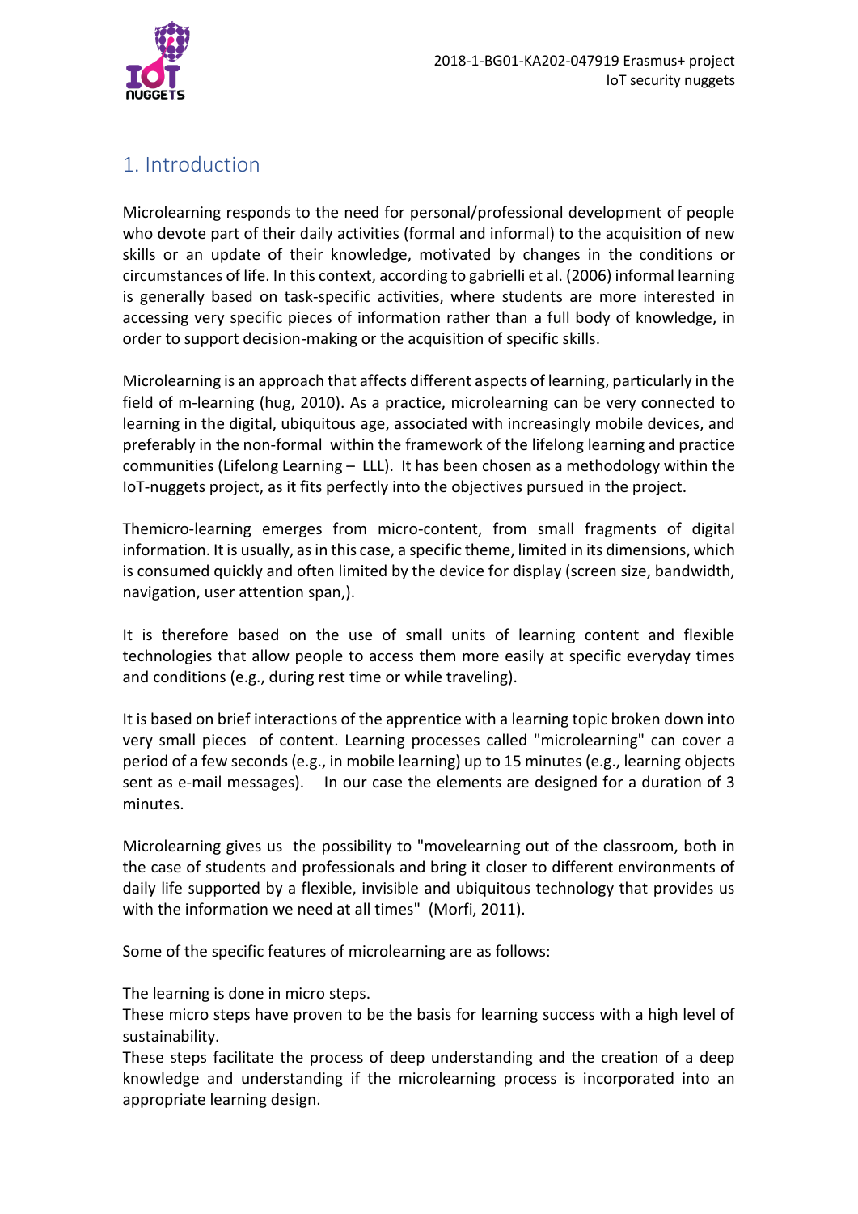## 1. Introduction

Microlearning responds to the need for personal/professional development of people who devote part of their daily activities (formal and informal) to the acquisition of new skills or an update of their knowledge, motivated by changes in the conditions or circumstances of life. In this context, according to gabrielli et al. (2006) informal learning is generally based on task-specific activities, where students are more interested in accessing very specific pieces of information rather than a full body of knowledge, in order to support decision-making or the acquisition of specific skills.

Microlearning is an approach that affects different aspects of learning, particularly in the field of m-learning (hug, 2010). As a practice, microlearning can be very connected to learning in the digital, ubiquitous age, associated with increasingly mobile devices, and preferably in the non-formal within the framework of the lifelong learning and practice communities (Lifelong Learning – LLL). It has been chosen as a methodology within the IoT-nuggets project, as it fits perfectly into the objectives pursued in the project.

Themicro-learning emerges from micro-content, from small fragments of digital information. It is usually, as in this case, a specific theme, limited in its dimensions, which is consumed quickly and often limited by the device for display (screen size, bandwidth, navigation, user attention span,).

It is therefore based on the use of small units of learning content and flexible technologies that allow people to access them more easily at specific everyday times and conditions (e.g., during rest time or while traveling).

It is based on brief interactions of the apprentice with a learning topic broken down into very small pieces of content. Learning processes called "microlearning" can cover a period of a few seconds (e.g., in mobile learning) up to 15 minutes (e.g., learning objects sent as e-mail messages). In our case the elements are designed for a duration of 3 minutes.

Microlearning gives us the possibility to "movelearning out of the classroom, both in the case of students and professionals and bring it closer to different environments of daily life supported by a flexible, invisible and ubiquitous technology that provides us with the information we need at all times" (Morfi, 2011).

Some of the specific features of microlearning are as follows:

The learning is done in micro steps.
These micro steps have proven to be the basis for learning success with a high level of sustainability.
These steps facilitate the process of deep understanding and the creation of a deep knowledge and understanding if the microlearning process is incorporated into an appropriate learning design.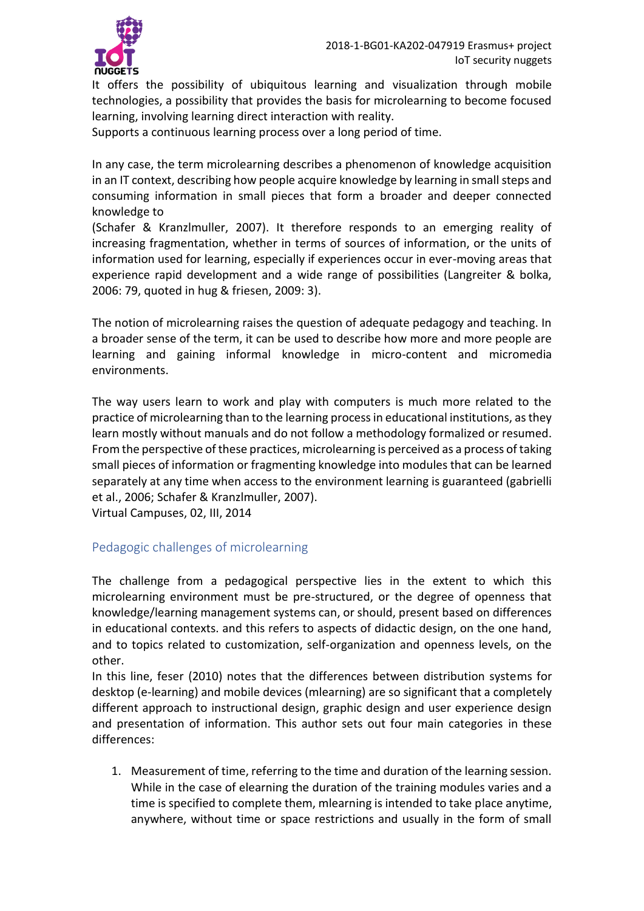It offers the possibility of ubiquitous learning and visualization through mobile technologies, a possibility that provides the basis for microlearning to become focused learning, involving learning direct interaction with reality.
Supports a continuous learning process over a long period of time.

In any case, the term microlearning describes a phenomenon of knowledge acquisition in an IT context, describing how people acquire knowledge by learning in small steps and consuming information in small pieces that form a broader and deeper connected knowledge to
(Schafer & Kranzlmuller, 2007). It therefore responds to an emerging reality of increasing fragmentation, whether in terms of sources of information, or the units of information used for learning, especially if experiences occur in ever-moving areas that experience rapid development and a wide range of possibilities (Langreiter & bolka, 2006: 79, quoted in hug & friesen, 2009: 3).

The notion of microlearning raises the question of adequate pedagogy and teaching. In a broader sense of the term, it can be used to describe how more and more people are learning and gaining informal knowledge in micro-content and micromedia environments.

The way users learn to work and play with computers is much more related to the practice of microlearning than to the learning process in educational institutions, as they learn mostly without manuals and do not follow a methodology formalized or resumed. From the perspective of these practices, microlearning is perceived as a process of taking small pieces of information or fragmenting knowledge into modules that can be learned separately at any time when access to the environment learning is guaranteed (gabrielli et al., 2006; Schafer & Kranzlmuller, 2007).
Virtual Campuses, 02, III, 2014

## Pedagogic challenges of microlearning

The challenge from a pedagogical perspective lies in the extent to which this microlearning environment must be pre-structured, or the degree of openness that knowledge/learning management systems can, or should, present based on differences in educational contexts. and this refers to aspects of didactic design, on the one hand, and to topics related to customization, self-organization and openness levels, on the other.
In this line, feser (2010) notes that the differences between distribution systems for desktop (e-learning) and mobile devices (mlearning) are so significant that a completely different approach to instructional design, graphic design and user experience design and presentation of information. This author sets out four main categories in these differences:

1. Measurement of time, referring to the time and duration of the learning session. While in the case of elearning the duration of the training modules varies and a time is specified to complete them, mlearning is intended to take place anytime, anywhere, without time or space restrictions and usually in the form of small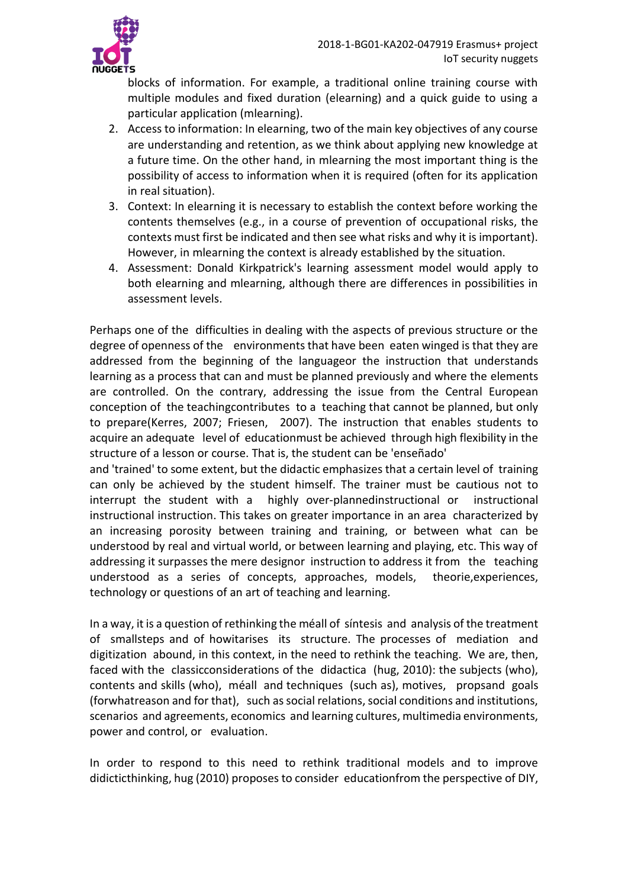blocks of information. For example, a traditional online training course with multiple modules and fixed duration (elearning) and a quick guide to using a particular application (mlearning).

2. Access to information: In elearning, two of the main key objectives of any course are understanding and retention, as we think about applying new knowledge at a future time. On the other hand, in mlearning the most important thing is the possibility of access to information when it is required (often for its application in real situation).
3. Context: In elearning it is necessary to establish the context before working the contents themselves (e.g., in a course of prevention of occupational risks, the contexts must first be indicated and then see what risks and why it is important). However, in mlearning the context is already established by the situation.
4. Assessment: Donald Kirkpatrick's learning assessment model would apply to both elearning and mlearning, although there are differences in possibilities in assessment levels.

Perhaps one of the difficulties in dealing with the aspects of previous structure or the degree of openness of the environments that have been eaten winged is that they are addressed from the beginning of the languageor the instruction that understands learning as a process that can and must be planned previously and where the elements are controlled. On the contrary, addressing the issue from the Central European conception of the teachingcontributes to a teaching that cannot be planned, but only to prepare(Kerres, 2007; Friesen, 2007). The instruction that enables students to acquire an adequate level of educationmust be achieved through high flexibility in the structure of a lesson or course. That is, the student can be 'enseñado' and 'trained' to some extent, but the didactic emphasizes that a certain level of training can only be achieved by the student himself. The trainer must be cautious not to interrupt the student with a highly over-plannedinstructional or instructional instructional instruction. This takes on greater importance in an area characterized by an increasing porosity between training and training, or between what can be understood by real and virtual world, or between learning and playing, etc. This way of addressing it surpasses the mere designor instruction to address it from the teaching understood as a series of concepts, approaches, models, theorie,experiences, technology or questions of an art of teaching and learning.

In a way, it is a question of rethinking the méall of síntesis and analysis of the treatment of smallsteps and of howitarises its structure. The processes of mediation and digitization abound, in this context, in the need to rethink the teaching. We are, then, faced with the classicconsiderations of the didactica (hug, 2010): the subjects (who), contents and skills (who), méall and techniques (such as), motives, propsand goals (forwhatreason and for that), such as social relations, social conditions and institutions, scenarios and agreements, economics and learning cultures, multimedia environments, power and control, or evaluation.

In order to respond to this need to rethink traditional models and to improve didicticthinking, hug (2010) proposes to consider educationfrom the perspective of DIY,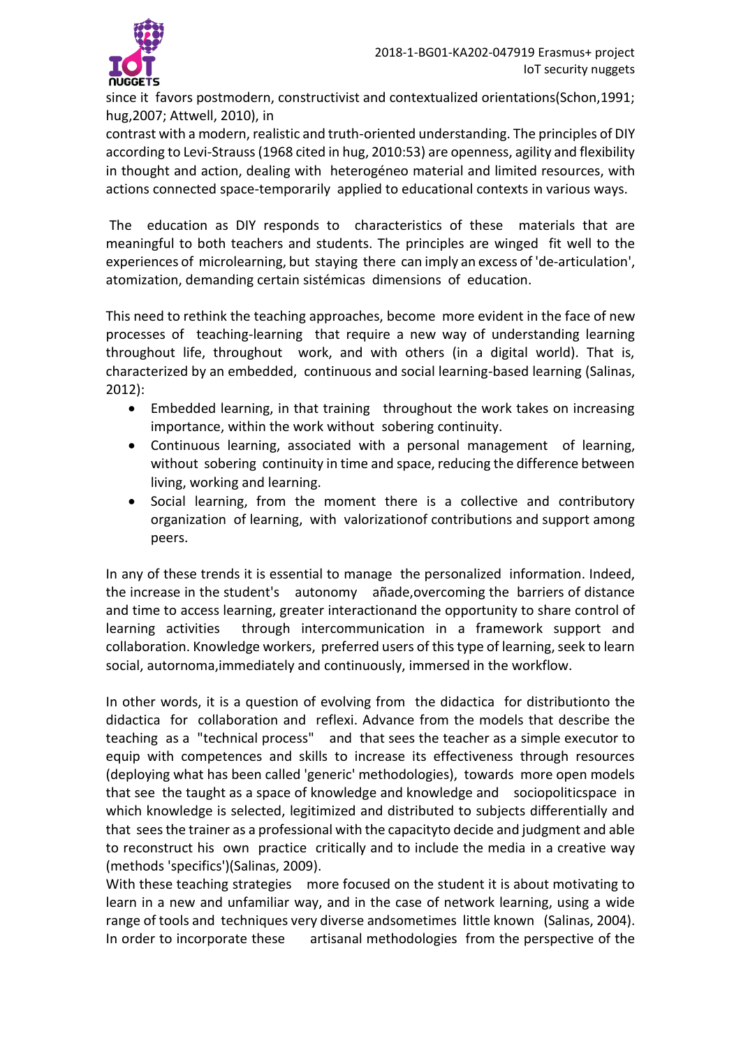since it favors postmodern, constructivist and contextualized orientations(Schon,1991; hug,2007; Attwell, 2010), in

contrast with a modern, realistic and truth-oriented understanding. The principles of DIY according to Levi-Strauss (1968 cited in hug, 2010:53) are openness, agility and flexibility in thought and action, dealing with heterogéneo material and limited resources, with actions connected space-temporarily applied to educational contexts in various ways.

The education as DIY responds to characteristics of these materials that are meaningful to both teachers and students. The principles are winged fit well to the experiences of microlearning, but staying there can imply an excess of 'de-articulation', atomization, demanding certain sistémicas dimensions of education.

This need to rethink the teaching approaches, become more evident in the face of new processes of teaching-learning that require a new way of understanding learning throughout life, throughout work, and with others (in a digital world). That is, characterized by an embedded, continuous and social learning-based learning (Salinas, 2012):

- Embedded learning, in that training throughout the work takes on increasing importance, within the work without sobering continuity.
- Continuous learning, associated with a personal management of learning, without sobering continuity in time and space, reducing the difference between living, working and learning.
- Social learning, from the moment there is a collective and contributory organization of learning, with valorizationof contributions and support among peers.

In any of these trends it is essential to manage the personalized information. Indeed, the increase in the student's autonomy añade,overcoming the barriers of distance and time to access learning, greater interactionand the opportunity to share control of learning activities through intercommunication in a framework support and collaboration. Knowledge workers, preferred users of this type of learning, seek to learn social, autornoma,immediately and continuously, immersed in the workflow.

In other words, it is a question of evolving from the didactica for distributionto the didactica for collaboration and reflexi. Advance from the models that describe the teaching as a "technical process" and that sees the teacher as a simple executor to equip with competences and skills to increase its effectiveness through resources (deploying what has been called 'generic' methodologies), towards more open models that see the taught as a space of knowledge and knowledge and sociopoliticspace in which knowledge is selected, legitimized and distributed to subjects differentially and that sees the trainer as a professional with the capacityto decide and judgment and able to reconstruct his own practice critically and to include the media in a creative way (methods 'specifics')(Salinas, 2009).

With these teaching strategies more focused on the student it is about motivating to learn in a new and unfamiliar way, and in the case of network learning, using a wide range of tools and techniques very diverse andsometimes little known (Salinas, 2004). In order to incorporate these artisanal methodologies from the perspective of the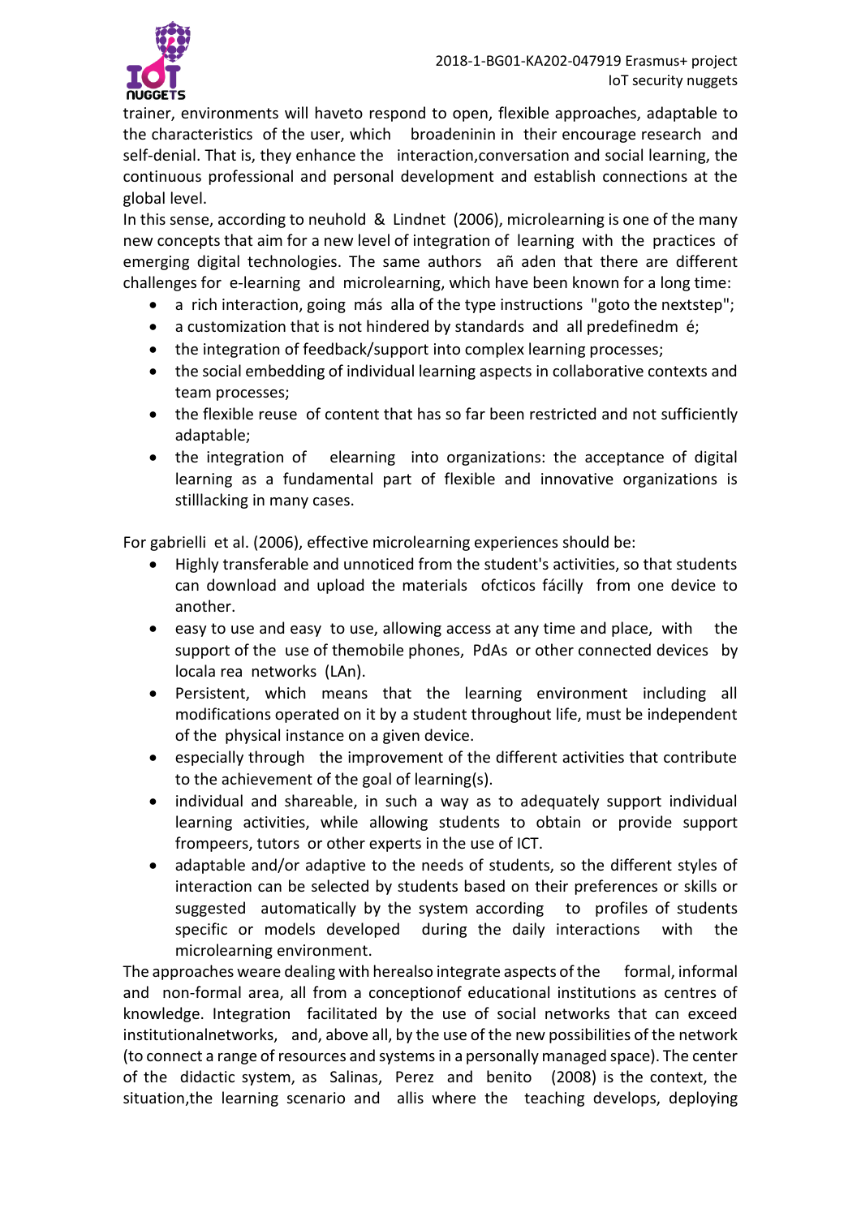trainer, environments will haveto respond to open, flexible approaches, adaptable to the characteristics of the user, which broadeninin in their encourage research and self-denial. That is, they enhance the interaction,conversation and social learning, the continuous professional and personal development and establish connections at the global level.

In this sense, according to neuhold & Lindnet (2006), microlearning is one of the many new concepts that aim for a new level of integration of learning with the practices of emerging digital technologies. The same authors añ aden that there are different challenges for e-learning and microlearning, which have been known for a long time:

- a rich interaction, going más alla of the type instructions "goto the nextstep";
- a customization that is not hindered by standards and all predefinedm é;
- the integration of feedback/support into complex learning processes;
- the social embedding of individual learning aspects in collaborative contexts and team processes;
- the flexible reuse of content that has so far been restricted and not sufficiently adaptable;
- the integration of elearning into organizations: the acceptance of digital learning as a fundamental part of flexible and innovative organizations is stilllacking in many cases.

For gabrielli et al. (2006), effective microlearning experiences should be:

- Highly transferable and unnoticed from the student's activities, so that students can download and upload the materials ofcticos fácilly from one device to another.
- easy to use and easy to use, allowing access at any time and place, with the support of the use of themobile phones, PdAs or other connected devices by locala rea networks (LAn).
- Persistent, which means that the learning environment including all modifications operated on it by a student throughout life, must be independent of the physical instance on a given device.
- especially through the improvement of the different activities that contribute to the achievement of the goal of learning(s).
- individual and shareable, in such a way as to adequately support individual learning activities, while allowing students to obtain or provide support frompeers, tutors or other experts in the use of ICT.
- adaptable and/or adaptive to the needs of students, so the different styles of interaction can be selected by students based on their preferences or skills or suggested automatically by the system according to profiles of students specific or models developed during the daily interactions with the microlearning environment.

The approaches weare dealing with herealso integrate aspects of the formal, informal and non-formal area, all from a conceptionof educational institutions as centres of knowledge. Integration facilitated by the use of social networks that can exceed institutionalnetworks, and, above all, by the use of the new possibilities of the network (to connect a range of resources and systems in a personally managed space). The center of the didactic system, as Salinas, Perez and benito (2008) is the context, the situation,the learning scenario and allis where the teaching develops, deploying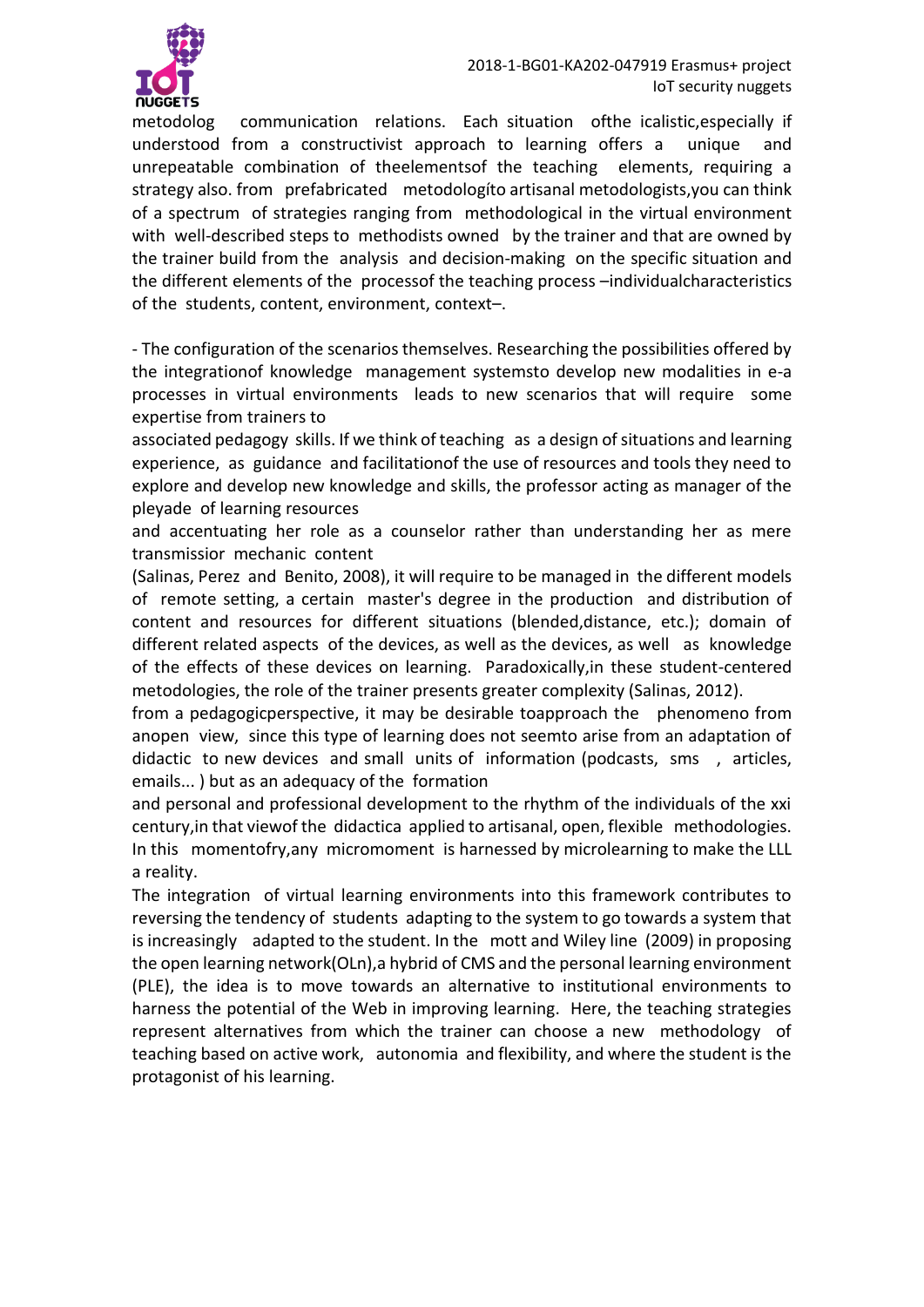metodolog communication relations. Each situation ofthe icalistic,especially if understood from a constructivist approach to learning offers a unique and unrepeatable combination of theelementsof the teaching elements, requiring a strategy also. from prefabricated metodologíto artisanal metodologists,you can think of a spectrum of strategies ranging from methodological in the virtual environment with well-described steps to methodists owned by the trainer and that are owned by the trainer build from the analysis and decision-making on the specific situation and the different elements of the processof the teaching process –individualcharacteristics of the students, content, environment, context–.

- The configuration of the scenarios themselves. Researching the possibilities offered by the integrationof knowledge management systemsto develop new modalities in e-a processes in virtual environments leads to new scenarios that will require some expertise from trainers to
associated pedagogy skills. If we think of teaching as a design of situations and learning experience, as guidance and facilitationof the use of resources and tools they need to explore and develop new knowledge and skills, the professor acting as manager of the pleyade of learning resources
and accentuating her role as a counselor rather than understanding her as mere transmissior mechanic content
(Salinas, Perez and Benito, 2008), it will require to be managed in the different models of remote setting, a certain master's degree in the production and distribution of content and resources for different situations (blended,distance, etc.); domain of different related aspects of the devices, as well as the devices, as well as knowledge of the effects of these devices on learning. Paradoxically,in these student-centered metodologies, the role of the trainer presents greater complexity (Salinas, 2012).
from a pedagogicperspective, it may be desirable toapproach the phenomeno from anopen view, since this type of learning does not seemto arise from an adaptation of didactic to new devices and small units of information (podcasts, sms , articles, emails... ) but as an adequacy of the formation
and personal and professional development to the rhythm of the individuals of the xxi century,in that viewof the didactica applied to artisanal, open, flexible methodologies. In this momentofry,any micromoment is harnessed by microlearning to make the LLL a reality.
The integration of virtual learning environments into this framework contributes to reversing the tendency of students adapting to the system to go towards a system that is increasingly adapted to the student. In the mott and Wiley line (2009) in proposing the open learning network(OLn),a hybrid of CMS and the personal learning environment (PLE), the idea is to move towards an alternative to institutional environments to harness the potential of the Web in improving learning. Here, the teaching strategies represent alternatives from which the trainer can choose a new methodology of teaching based on active work, autonomia and flexibility, and where the student is the protagonist of his learning.